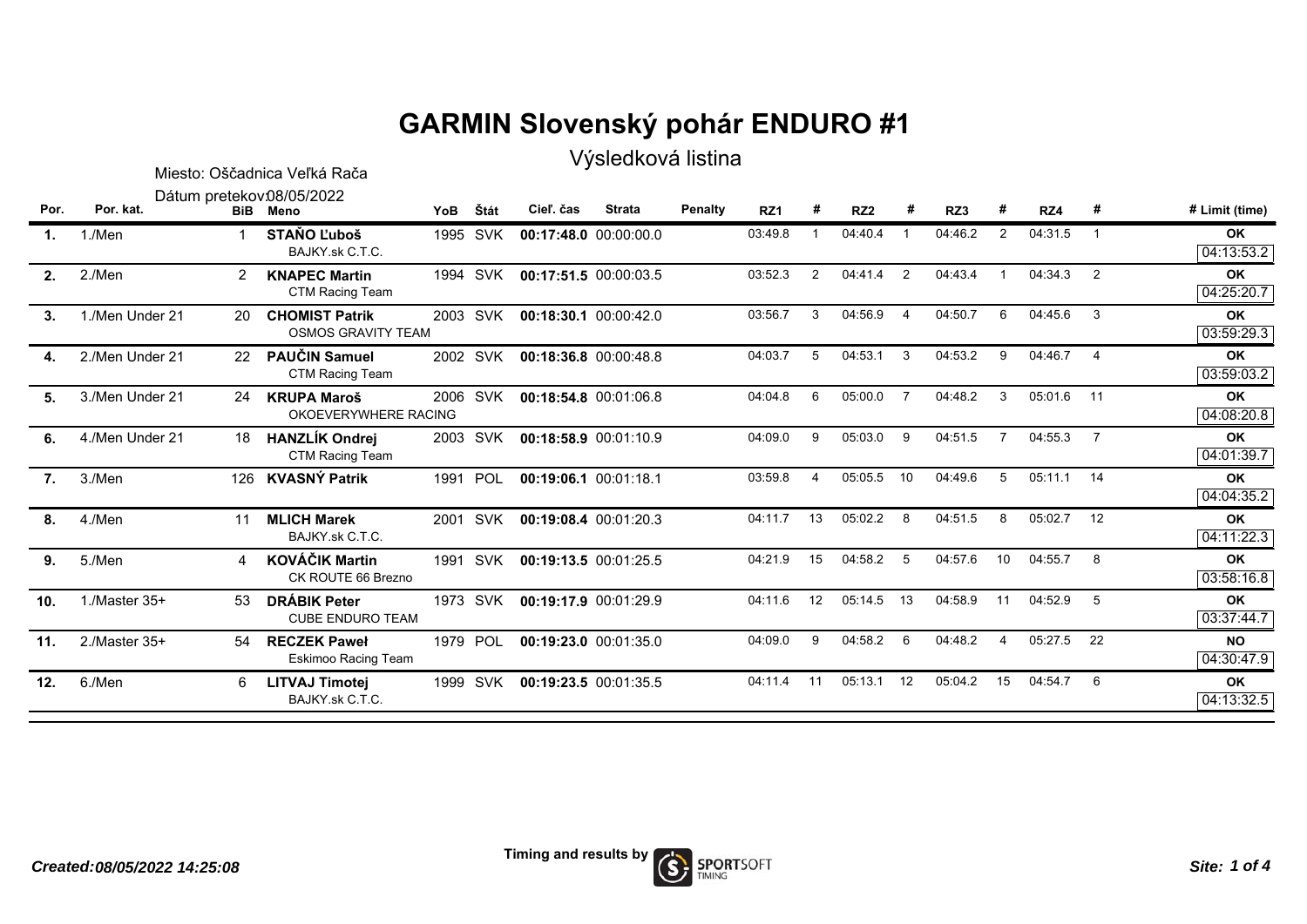# GARMIN Slovenský pohár ENDURO #1

## Výsledková listina

Miesto: Oščadnica Veľká Rača

Dátum pretekov: 08/05/2022

| Por. | Por. kat. | BiB | Meno | YoB | Štát | Cieľ. čas | Strata | Penalty | RZ1 | # | RZ2 | # | RZ3 | # | RZ4 | # | # Limit (time) |
|---|---|---|---|---|---|---|---|---|---|---|---|---|---|---|---|---|---|
| **1.** | 1./Men | 1 | **STAŇO Ľuboš** BAJKY.sk C.T.C. | 1995 | SVK | **00:17:48.0** | 00:00:00.0 | | 03:49.8 | 1 | 04:40.4 | 1 | 04:46.2 | 2 | 04:31.5 | 1 | **OK** 04:13:53.2 |
| **2.** | 2./Men | 2 | **KNAPEC Martin** CTM Racing Team | 1994 | SVK | **00:17:51.5** | 00:00:03.5 | | 03:52.3 | 2 | 04:41.4 | 2 | 04:43.4 | 1 | 04:34.3 | 2 | **OK** 04:25:20.7 |
| **3.** | 1./Men Under 21 | 20 | **CHOMIST Patrik** OSMOS GRAVITY TEAM | 2003 | SVK | **00:18:30.1** | 00:00:42.0 | | 03:56.7 | 3 | 04:56.9 | 4 | 04:50.7 | 6 | 04:45.6 | 3 | **OK** 03:59:29.3 |
| **4.** | 2./Men Under 21 | 22 | **PAUČIN Samuel** CTM Racing Team | 2002 | SVK | **00:18:36.8** | 00:00:48.8 | | 04:03.7 | 5 | 04:53.1 | 3 | 04:53.2 | 9 | 04:46.7 | 4 | **OK** 03:59:03.2 |
| **5.** | 3./Men Under 21 | 24 | **KRUPA Maroš** OKOEVERYWHERE RACING | 2006 | SVK | **00:18:54.8** | 00:01:06.8 | | 04:04.8 | 6 | 05:00.0 | 7 | 04:48.2 | 3 | 05:01.6 | 11 | **OK** 04:08:20.8 |
| **6.** | 4./Men Under 21 | 18 | **HANZLÍK Ondrej** CTM Racing Team | 2003 | SVK | **00:18:58.9** | 00:01:10.9 | | 04:09.0 | 9 | 05:03.0 | 9 | 04:51.5 | 7 | 04:55.3 | 7 | **OK** 04:01:39.7 |
| **7.** | 3./Men | 126 | **KVASNÝ Patrik** | 1991 | POL | **00:19:06.1** | 00:01:18.1 | | 03:59.8 | 4 | 05:05.5 | 10 | 04:49.6 | 5 | 05:11.1 | 14 | **OK** 04:04:35.2 |
| **8.** | 4./Men | 11 | **MLICH Marek** BAJKY.sk C.T.C. | 2001 | SVK | **00:19:08.4** | 00:01:20.3 | | 04:11.7 | 13 | 05:02.2 | 8 | 04:51.5 | 8 | 05:02.7 | 12 | **OK** 04:11:22.3 |
| **9.** | 5./Men | 4 | **KOVÁČIK Martin** CK ROUTE 66 Brezno | 1991 | SVK | **00:19:13.5** | 00:01:25.5 | | 04:21.9 | 15 | 04:58.2 | 5 | 04:57.6 | 10 | 04:55.7 | 8 | **OK** 03:58:16.8 |
| **10.** | 1./Master 35+ | 53 | **DRÁBIK Peter** CUBE ENDURO TEAM | 1973 | SVK | **00:19:17.9** | 00:01:29.9 | | 04:11.6 | 12 | 05:14.5 | 13 | 04:58.9 | 11 | 04:52.9 | 5 | **OK** 03:37:44.7 |
| **11.** | 2./Master 35+ | 54 | **RECZEK Paweł** Eskimoo Racing Team | 1979 | POL | **00:19:23.0** | 00:01:35.0 | | 04:09.0 | 9 | 04:58.2 | 6 | 04:48.2 | 4 | 05:27.5 | 22 | **NO** 04:30:47.9 |
| **12.** | 6./Men | 6 | **LITVAJ Timotej** BAJKY.sk C.T.C. | 1999 | SVK | **00:19:23.5** | 00:01:35.5 | | 04:11.4 | 11 | 05:13.1 | 12 | 05:04.2 | 15 | 04:54.7 | 6 | **OK** 04:13:32.5 |

*Created:08/05/2022 14:25:08*

Timing and results by SPORTSOFT TIMING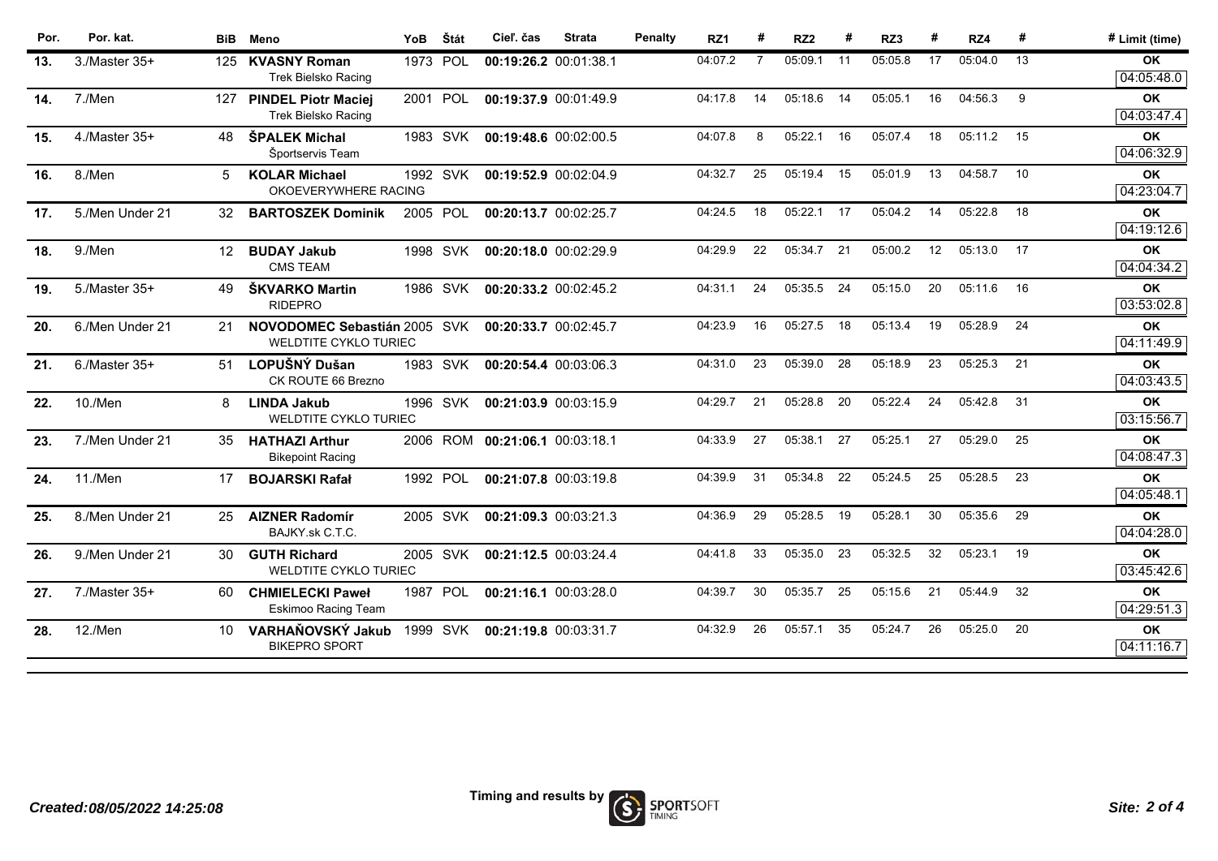| Por. | Por. kat. | BiB | Meno | YoB | Štát | Cieľ. čas | Strata | Penalty | RZ1 | # | RZ2 | # | RZ3 | # | RZ4 | # | # Limit (time) |
|---|---|---|---|---|---|---|---|---|---|---|---|---|---|---|---|---|---|
| **13.** | 3./Master 35+ | 125 | **KVASNY Roman** Trek Bielsko Racing | 1973 | POL | **00:19:26.2** | 00:01:38.1 | | 04:07.2 | 7 | 05:09.1 | 11 | 05:05.8 | 17 | 05:04.0 | 13 | **OK** 04:05:48.0 |
| **14.** | 7./Men | 127 | **PINDEL Piotr Maciej** Trek Bielsko Racing | 2001 | POL | **00:19:37.9** | 00:01:49.9 | | 04:17.8 | 14 | 05:18.6 | 14 | 05:05.1 | 16 | 04:56.3 | 9 | **OK** 04:03:47.4 |
| **15.** | 4./Master 35+ | 48 | **ŠPALEK Michal** Športservis Team | 1983 | SVK | **00:19:48.6** | 00:02:00.5 | | 04:07.8 | 8 | 05:22.1 | 16 | 05:07.4 | 18 | 05:11.2 | 15 | **OK** 04:06:32.9 |
| **16.** | 8./Men | 5 | **KOLAR Michael** OKOEVERYWHERE RACING | 1992 | SVK | **00:19:52.9** | 00:02:04.9 | | 04:32.7 | 25 | 05:19.4 | 15 | 05:01.9 | 13 | 04:58.7 | 10 | **OK** 04:23:04.7 |
| **17.** | 5./Men Under 21 | 32 | **BARTOSZEK Dominik** | 2005 | POL | **00:20:13.7** | 00:02:25.7 | | 04:24.5 | 18 | 05:22.1 | 17 | 05:04.2 | 14 | 05:22.8 | 18 | **OK** 04:19:12.6 |
| **18.** | 9./Men | 12 | **BUDAY Jakub** CMS TEAM | 1998 | SVK | **00:20:18.0** | 00:02:29.9 | | 04:29.9 | 22 | 05:34.7 | 21 | 05:00.2 | 12 | 05:13.0 | 17 | **OK** 04:04:34.2 |
| **19.** | 5./Master 35+ | 49 | **ŠKVARKO Martin** RIDEPRO | 1986 | SVK | **00:20:33.2** | 00:02:45.2 | | 04:31.1 | 24 | 05:35.5 | 24 | 05:15.0 | 20 | 05:11.6 | 16 | **OK** 03:53:02.8 |
| **20.** | 6./Men Under 21 | 21 | **NOVODOMEC Sebastián** WELDTITE CYKLO TURIEC | 2005 | SVK | **00:20:33.7** | 00:02:45.7 | | 04:23.9 | 16 | 05:27.5 | 18 | 05:13.4 | 19 | 05:28.9 | 24 | **OK** 04:11:49.9 |
| **21.** | 6./Master 35+ | 51 | **LOPUŠNÝ Dušan** CK ROUTE 66 Brezno | 1983 | SVK | **00:20:54.4** | 00:03:06.3 | | 04:31.0 | 23 | 05:39.0 | 28 | 05:18.9 | 23 | 05:25.3 | 21 | **OK** 04:03:43.5 |
| **22.** | 10./Men | 8 | **LINDA Jakub** WELDTITE CYKLO TURIEC | 1996 | SVK | **00:21:03.9** | 00:03:15.9 | | 04:29.7 | 21 | 05:28.8 | 20 | 05:22.4 | 24 | 05:42.8 | 31 | **OK** 03:15:56.7 |
| **23.** | 7./Men Under 21 | 35 | **HATHAZI Arthur** Bikepoint Racing | 2006 | ROM | **00:21:06.1** | 00:03:18.1 | | 04:33.9 | 27 | 05:38.1 | 27 | 05:25.1 | 27 | 05:29.0 | 25 | **OK** 04:08:47.3 |
| **24.** | 11./Men | 17 | **BOJARSKI Rafał** | 1992 | POL | **00:21:07.8** | 00:03:19.8 | | 04:39.9 | 31 | 05:34.8 | 22 | 05:24.5 | 25 | 05:28.5 | 23 | **OK** 04:05:48.1 |
| **25.** | 8./Men Under 21 | 25 | **AIZNER Radomír** BAJKY.sk C.T.C. | 2005 | SVK | **00:21:09.3** | 00:03:21.3 | | 04:36.9 | 29 | 05:28.5 | 19 | 05:28.1 | 30 | 05:35.6 | 29 | **OK** 04:04:28.0 |
| **26.** | 9./Men Under 21 | 30 | **GUTH Richard** WELDTITE CYKLO TURIEC | 2005 | SVK | **00:21:12.5** | 00:03:24.4 | | 04:41.8 | 33 | 05:35.0 | 23 | 05:32.5 | 32 | 05:23.1 | 19 | **OK** 03:45:42.6 |
| **27.** | 7./Master 35+ | 60 | **CHMIELECKI Paweł** Eskimoo Racing Team | 1987 | POL | **00:21:16.1** | 00:03:28.0 | | 04:39.7 | 30 | 05:35.7 | 25 | 05:15.6 | 21 | 05:44.9 | 32 | **OK** 04:29:51.3 |
| **28.** | 12./Men | 10 | **VARHAŇOVSKÝ Jakub** BIKEPRO SPORT | 1999 | SVK | **00:21:19.8** | 00:03:31.7 | | 04:32.9 | 26 | 05:57.1 | 35 | 05:24.7 | 26 | 05:25.0 | 20 | **OK** 04:11:16.7 |

*Created:08/05/2022 14:25:08*

**Timing and results by** SPORTSOFT TIMING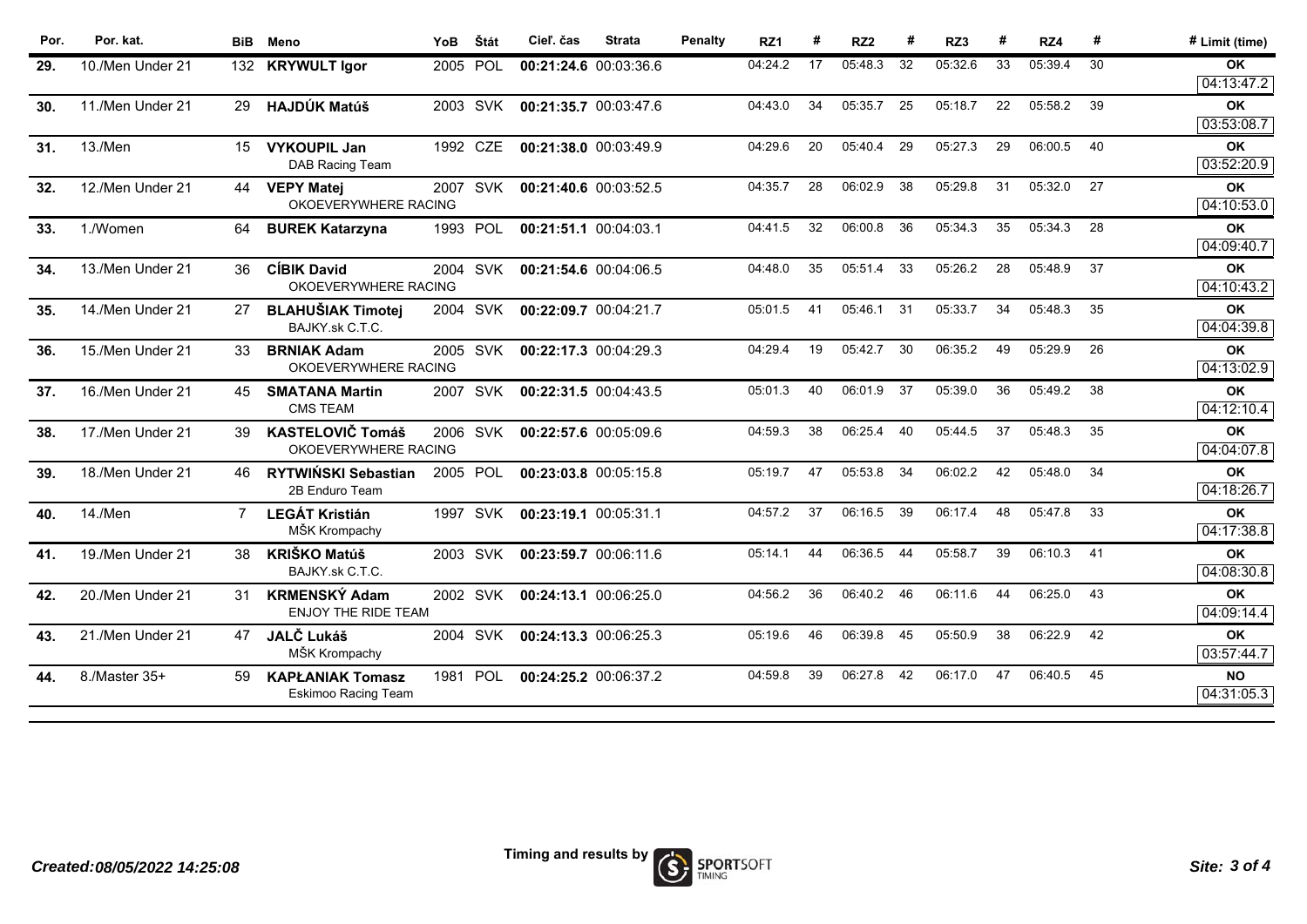| Por. | Por. kat. | BiB | Meno | YoB | Štát | Cieľ. čas | Strata | Penalty | RZ1 | # | RZ2 | # | RZ3 | # | RZ4 | # | # Limit (time) |
|---|---|---|---|---|---|---|---|---|---|---|---|---|---|---|---|---|---|
| **29.** | 10./Men Under 21 | 132 | **KRYWULT Igor** | 2005 | POL | **00:21:24.6** | 00:03:36.6 | | 04:24.2 | 17 | 05:48.3 | 32 | 05:32.6 | 33 | 05:39.4 | 30 | **OK** 04:13:47.2 |
| **30.** | 11./Men Under 21 | 29 | **HAJDÚK Matúš** | 2003 | SVK | **00:21:35.7** | 00:03:47.6 | | 04:43.0 | 34 | 05:35.7 | 25 | 05:18.7 | 22 | 05:58.2 | 39 | **OK** 03:53:08.7 |
| **31.** | 13./Men | 15 | **VYKOUPIL Jan** DAB Racing Team | 1992 | CZE | **00:21:38.0** | 00:03:49.9 | | 04:29.6 | 20 | 05:40.4 | 29 | 05:27.3 | 29 | 06:00.5 | 40 | **OK** 03:52:20.9 |
| **32.** | 12./Men Under 21 | 44 | **VEPY Matej** OKOEVERYWHERE RACING | 2007 | SVK | **00:21:40.6** | 00:03:52.5 | | 04:35.7 | 28 | 06:02.9 | 38 | 05:29.8 | 31 | 05:32.0 | 27 | **OK** 04:10:53.0 |
| **33.** | 1./Women | 64 | **BUREK Katarzyna** | 1993 | POL | **00:21:51.1** | 00:04:03.1 | | 04:41.5 | 32 | 06:00.8 | 36 | 05:34.3 | 35 | 05:34.3 | 28 | **OK** 04:09:40.7 |
| **34.** | 13./Men Under 21 | 36 | **CÍBIK David** OKOEVERYWHERE RACING | 2004 | SVK | **00:21:54.6** | 00:04:06.5 | | 04:48.0 | 35 | 05:51.4 | 33 | 05:26.2 | 28 | 05:48.9 | 37 | **OK** 04:10:43.2 |
| **35.** | 14./Men Under 21 | 27 | **BLAHUŠIAK Timotej** BAJKY.sk C.T.C. | 2004 | SVK | **00:22:09.7** | 00:04:21.7 | | 05:01.5 | 41 | 05:46.1 | 31 | 05:33.7 | 34 | 05:48.3 | 35 | **OK** 04:04:39.8 |
| **36.** | 15./Men Under 21 | 33 | **BRNIAK Adam** OKOEVERYWHERE RACING | 2005 | SVK | **00:22:17.3** | 00:04:29.3 | | 04:29.4 | 19 | 05:42.7 | 30 | 06:35.2 | 49 | 05:29.9 | 26 | **OK** 04:13:02.9 |
| **37.** | 16./Men Under 21 | 45 | **SMATANA Martin** CMS TEAM | 2007 | SVK | **00:22:31.5** | 00:04:43.5 | | 05:01.3 | 40 | 06:01.9 | 37 | 05:39.0 | 36 | 05:49.2 | 38 | **OK** 04:12:10.4 |
| **38.** | 17./Men Under 21 | 39 | **KASTELOVIČ Tomáš** OKOEVERYWHERE RACING | 2006 | SVK | **00:22:57.6** | 00:05:09.6 | | 04:59.3 | 38 | 06:25.4 | 40 | 05:44.5 | 37 | 05:48.3 | 35 | **OK** 04:04:07.8 |
| **39.** | 18./Men Under 21 | 46 | **RYTWIŃSKI Sebastian** 2B Enduro Team | 2005 | POL | **00:23:03.8** | 00:05:15.8 | | 05:19.7 | 47 | 05:53.8 | 34 | 06:02.2 | 42 | 05:48.0 | 34 | **OK** 04:18:26.7 |
| **40.** | 14./Men | 7 | **LEGÁT Kristián** MŠK Krompachy | 1997 | SVK | **00:23:19.1** | 00:05:31.1 | | 04:57.2 | 37 | 06:16.5 | 39 | 06:17.4 | 48 | 05:47.8 | 33 | **OK** 04:17:38.8 |
| **41.** | 19./Men Under 21 | 38 | **KRIŠKO Matúš** BAJKY.sk C.T.C. | 2003 | SVK | **00:23:59.7** | 00:06:11.6 | | 05:14.1 | 44 | 06:36.5 | 44 | 05:58.7 | 39 | 06:10.3 | 41 | **OK** 04:08:30.8 |
| **42.** | 20./Men Under 21 | 31 | **KRMENSKÝ Adam** ENJOY THE RIDE TEAM | 2002 | SVK | **00:24:13.1** | 00:06:25.0 | | 04:56.2 | 36 | 06:40.2 | 46 | 06:11.6 | 44 | 06:25.0 | 43 | **OK** 04:09:14.4 |
| **43.** | 21./Men Under 21 | 47 | **JALČ Lukáš** MŠK Krompachy | 2004 | SVK | **00:24:13.3** | 00:06:25.3 | | 05:19.6 | 46 | 06:39.8 | 45 | 05:50.9 | 38 | 06:22.9 | 42 | **OK** 03:57:44.7 |
| **44.** | 8./Master 35+ | 59 | **KAPŁANIAK Tomasz** Eskimoo Racing Team | 1981 | POL | **00:24:25.2** | 00:06:37.2 | | 04:59.8 | 39 | 06:27.8 | 42 | 06:17.0 | 47 | 06:40.5 | 45 | **NO** 04:31:05.3 |

*Created:08/05/2022 14:25:08*

Timing and results by SPORTSOFT TIMING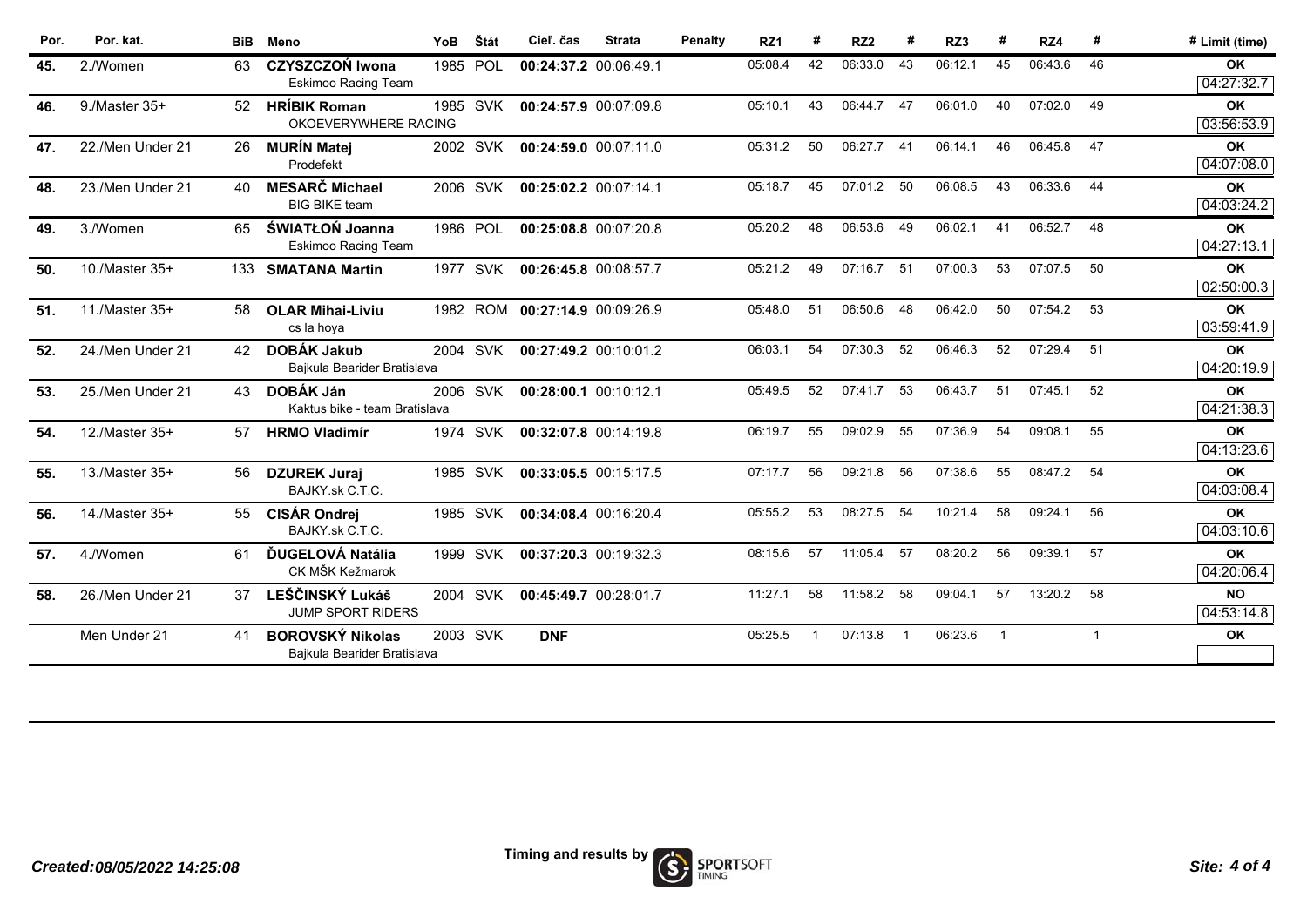| Por. | Por. kat. | BiB | Meno | YoB | Štát | Cieľ. čas | Strata | Penalty | RZ1 | # | RZ2 | # | RZ3 | # | RZ4 | # | # Limit (time) |
|---|---|---|---|---|---|---|---|---|---|---|---|---|---|---|---|---|---|
| **45.** | 2./Women | 63 | **CZYSZCZOŃ Iwona** Eskimoo Racing Team | 1985 | POL | **00:24:37.2** | 00:06:49.1 | | 05:08.4 | 42 | 06:33.0 | 43 | 06:12.1 | 45 | 06:43.6 | 46 | **OK** 04:27:32.7 |
| **46.** | 9./Master 35+ | 52 | **HRÍBIK Roman** OKOEVERYWHERE RACING | 1985 | SVK | **00:24:57.9** | 00:07:09.8 | | 05:10.1 | 43 | 06:44.7 | 47 | 06:01.0 | 40 | 07:02.0 | 49 | **OK** 03:56:53.9 |
| **47.** | 22./Men Under 21 | 26 | **MURÍN Matej** Prodefekt | 2002 | SVK | **00:24:59.0** | 00:07:11.0 | | 05:31.2 | 50 | 06:27.7 | 41 | 06:14.1 | 46 | 06:45.8 | 47 | **OK** 04:07:08.0 |
| **48.** | 23./Men Under 21 | 40 | **MESARČ Michael** BIG BIKE team | 2006 | SVK | **00:25:02.2** | 00:07:14.1 | | 05:18.7 | 45 | 07:01.2 | 50 | 06:08.5 | 43 | 06:33.6 | 44 | **OK** 04:03:24.2 |
| **49.** | 3./Women | 65 | **ŚWIATŁOŃ Joanna** Eskimoo Racing Team | 1986 | POL | **00:25:08.8** | 00:07:20.8 | | 05:20.2 | 48 | 06:53.6 | 49 | 06:02.1 | 41 | 06:52.7 | 48 | **OK** 04:27:13.1 |
| **50.** | 10./Master 35+ | 133 | **SMATANA Martin** | 1977 | SVK | **00:26:45.8** | 00:08:57.7 | | 05:21.2 | 49 | 07:16.7 | 51 | 07:00.3 | 53 | 07:07.5 | 50 | **OK** 02:50:00.3 |
| **51.** | 11./Master 35+ | 58 | **OLAR Mihai-Liviu** cs la hoya | 1982 | ROM | **00:27:14.9** | 00:09:26.9 | | 05:48.0 | 51 | 06:50.6 | 48 | 06:42.0 | 50 | 07:54.2 | 53 | **OK** 03:59:41.9 |
| **52.** | 24./Men Under 21 | 42 | **DOBÁK Jakub** Bajkula Bearider Bratislava | 2004 | SVK | **00:27:49.2** | 00:10:01.2 | | 06:03.1 | 54 | 07:30.3 | 52 | 06:46.3 | 52 | 07:29.4 | 51 | **OK** 04:20:19.9 |
| **53.** | 25./Men Under 21 | 43 | **DOBÁK Ján** Kaktus bike - team Bratislava | 2006 | SVK | **00:28:00.1** | 00:10:12.1 | | 05:49.5 | 52 | 07:41.7 | 53 | 06:43.7 | 51 | 07:45.1 | 52 | **OK** 04:21:38.3 |
| **54.** | 12./Master 35+ | 57 | **HRMO Vladimír** | 1974 | SVK | **00:32:07.8** | 00:14:19.8 | | 06:19.7 | 55 | 09:02.9 | 55 | 07:36.9 | 54 | 09:08.1 | 55 | **OK** 04:13:23.6 |
| **55.** | 13./Master 35+ | 56 | **DZUREK Juraj** BAJKY.sk C.T.C. | 1985 | SVK | **00:33:05.5** | 00:15:17.5 | | 07:17.7 | 56 | 09:21.8 | 56 | 07:38.6 | 55 | 08:47.2 | 54 | **OK** 04:03:08.4 |
| **56.** | 14./Master 35+ | 55 | **CISÁR Ondrej** BAJKY.sk C.T.C. | 1985 | SVK | **00:34:08.4** | 00:16:20.4 | | 05:55.2 | 53 | 08:27.5 | 54 | 10:21.4 | 58 | 09:24.1 | 56 | **OK** 04:03:10.6 |
| **57.** | 4./Women | 61 | **ĎUGELOVÁ Natália** CK MŠK Kežmarok | 1999 | SVK | **00:37:20.3** | 00:19:32.3 | | 08:15.6 | 57 | 11:05.4 | 57 | 08:20.2 | 56 | 09:39.1 | 57 | **OK** 04:20:06.4 |
| **58.** | 26./Men Under 21 | 37 | **LEŠČINSKÝ Lukáš** JUMP SPORT RIDERS | 2004 | SVK | **00:45:49.7** | 00:28:01.7 | | 11:27.1 | 58 | 11:58.2 | 58 | 09:04.1 | 57 | 13:20.2 | 58 | **NO** 04:53:14.8 |
| | Men Under 21 | 41 | **BOROVSKÝ Nikolas** Bajkula Bearider Bratislava | 2003 | SVK | **DNF** | | | 05:25.5 | 1 | 07:13.8 | 1 | 06:23.6 | 1 | | 1 | **OK** |

*Created:08/05/2022 14:25:08*

**Timing and results by** SPORTSOFT TIMING